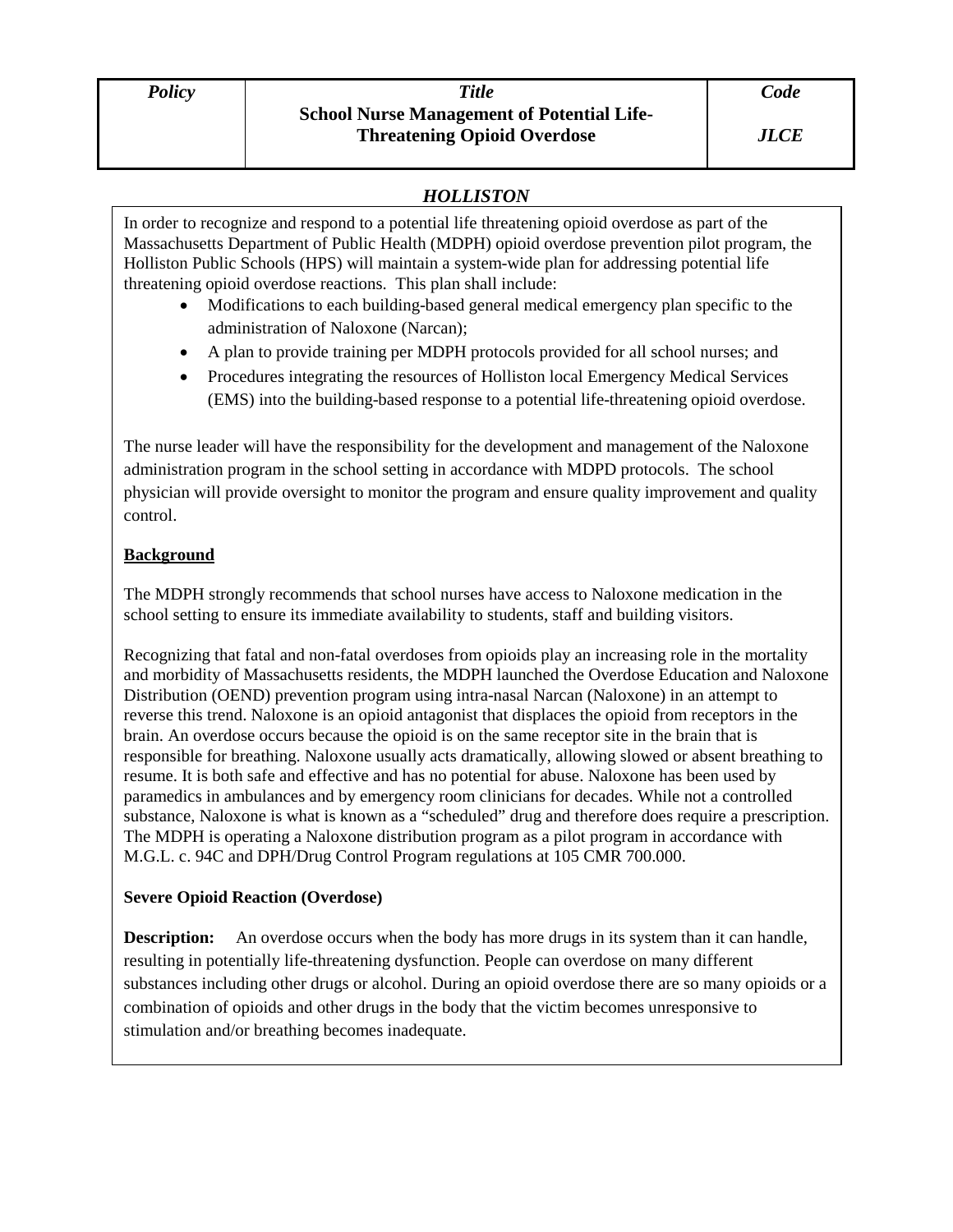| *Policy* | *Title*<br>**School Nurse Management of Potential Life-Threatening Opioid Overdose** | *Code*<br>*JLCE* |
|---|---|---|

***HOLLISTON***

In order to recognize and respond to a potential life threatening opioid overdose as part of the Massachusetts Department of Public Health (MDPH) opioid overdose prevention pilot program, the Holliston Public Schools (HPS) will maintain a system-wide plan for addressing potential life threatening opioid overdose reactions. This plan shall include:

- Modifications to each building-based general medical emergency plan specific to the administration of Naloxone (Narcan);
- A plan to provide training per MDPH protocols provided for all school nurses; and
- Procedures integrating the resources of Holliston local Emergency Medical Services (EMS) into the building-based response to a potential life-threatening opioid overdose.

The nurse leader will have the responsibility for the development and management of the Naloxone administration program in the school setting in accordance with MDPD protocols. The school physician will provide oversight to monitor the program and ensure quality improvement and quality control.

**Background**

The MDPH strongly recommends that school nurses have access to Naloxone medication in the school setting to ensure its immediate availability to students, staff and building visitors.

Recognizing that fatal and non-fatal overdoses from opioids play an increasing role in the mortality and morbidity of Massachusetts residents, the MDPH launched the Overdose Education and Naloxone Distribution (OEND) prevention program using intra-nasal Narcan (Naloxone) in an attempt to reverse this trend. Naloxone is an opioid antagonist that displaces the opioid from receptors in the brain. An overdose occurs because the opioid is on the same receptor site in the brain that is responsible for breathing. Naloxone usually acts dramatically, allowing slowed or absent breathing to resume. It is both safe and effective and has no potential for abuse. Naloxone has been used by paramedics in ambulances and by emergency room clinicians for decades. While not a controlled substance, Naloxone is what is known as a "scheduled" drug and therefore does require a prescription. The MDPH is operating a Naloxone distribution program as a pilot program in accordance with M.G.L. c. 94C and DPH/Drug Control Program regulations at 105 CMR 700.000.

**Severe Opioid Reaction (Overdose)**

**Description:** An overdose occurs when the body has more drugs in its system than it can handle, resulting in potentially life-threatening dysfunction. People can overdose on many different substances including other drugs or alcohol. During an opioid overdose there are so many opioids or a combination of opioids and other drugs in the body that the victim becomes unresponsive to stimulation and/or breathing becomes inadequate.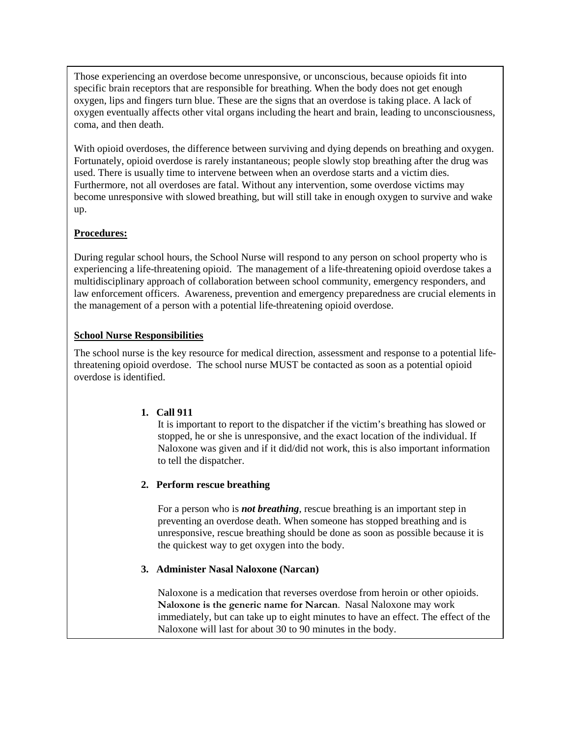Those experiencing an overdose become unresponsive, or unconscious, because opioids fit into specific brain receptors that are responsible for breathing. When the body does not get enough oxygen, lips and fingers turn blue. These are the signs that an overdose is taking place. A lack of oxygen eventually affects other vital organs including the heart and brain, leading to unconsciousness, coma, and then death.

With opioid overdoses, the difference between surviving and dying depends on breathing and oxygen. Fortunately, opioid overdose is rarely instantaneous; people slowly stop breathing after the drug was used. There is usually time to intervene between when an overdose starts and a victim dies. Furthermore, not all overdoses are fatal. Without any intervention, some overdose victims may become unresponsive with slowed breathing, but will still take in enough oxygen to survive and wake up.

**Procedures:**

During regular school hours, the School Nurse will respond to any person on school property who is experiencing a life-threatening opioid. The management of a life-threatening opioid overdose takes a multidisciplinary approach of collaboration between school community, emergency responders, and law enforcement officers. Awareness, prevention and emergency preparedness are crucial elements in the management of a person with a potential life-threatening opioid overdose.

**School Nurse Responsibilities**

The school nurse is the key resource for medical direction, assessment and response to a potential life-threatening opioid overdose. The school nurse MUST be contacted as soon as a potential opioid overdose is identified.

1. **Call 911**

   It is important to report to the dispatcher if the victim's breathing has slowed or stopped, he or she is unresponsive, and the exact location of the individual. If Naloxone was given and if it did/did not work, this is also important information to tell the dispatcher.

2. **Perform rescue breathing**

   For a person who is ***not breathing***, rescue breathing is an important step in preventing an overdose death. When someone has stopped breathing and is unresponsive, rescue breathing should be done as soon as possible because it is the quickest way to get oxygen into the body.

3. **Administer Nasal Naloxone (Narcan)**

   Naloxone is a medication that reverses overdose from heroin or other opioids. **Naloxone is the generic name for Narcan**. Nasal Naloxone may work immediately, but can take up to eight minutes to have an effect. The effect of the Naloxone will last for about 30 to 90 minutes in the body.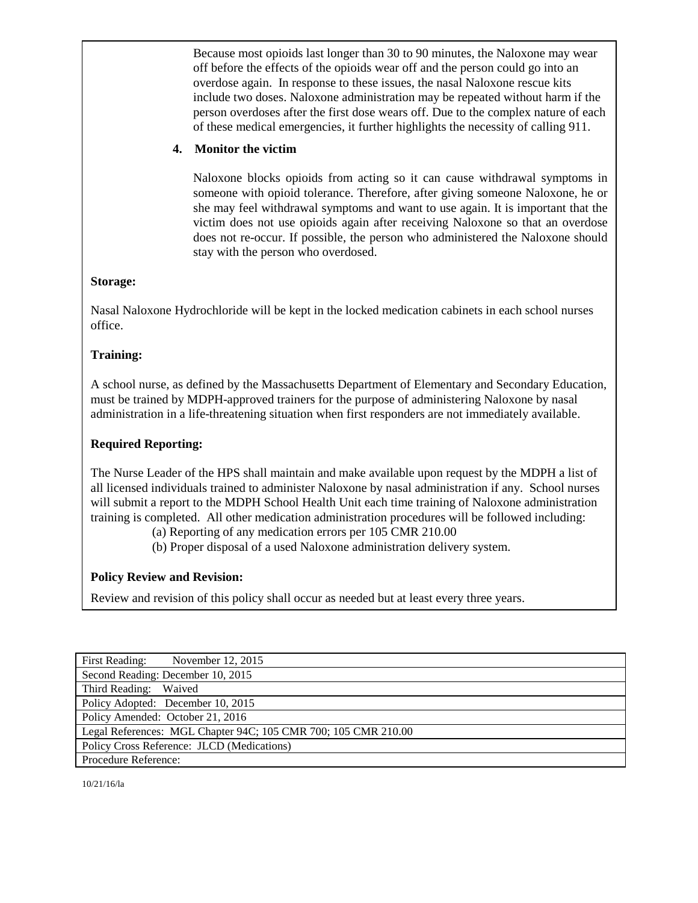Because most opioids last longer than 30 to 90 minutes, the Naloxone may wear off before the effects of the opioids wear off and the person could go into an overdose again. In response to these issues, the nasal Naloxone rescue kits include two doses. Naloxone administration may be repeated without harm if the person overdoses after the first dose wears off. Due to the complex nature of each of these medical emergencies, it further highlights the necessity of calling 911.

**4. Monitor the victim**

Naloxone blocks opioids from acting so it can cause withdrawal symptoms in someone with opioid tolerance. Therefore, after giving someone Naloxone, he or she may feel withdrawal symptoms and want to use again. It is important that the victim does not use opioids again after receiving Naloxone so that an overdose does not re-occur. If possible, the person who administered the Naloxone should stay with the person who overdosed.

**Storage:**

Nasal Naloxone Hydrochloride will be kept in the locked medication cabinets in each school nurses office.

**Training:**

A school nurse, as defined by the Massachusetts Department of Elementary and Secondary Education, must be trained by MDPH-approved trainers for the purpose of administering Naloxone by nasal administration in a life-threatening situation when first responders are not immediately available.

**Required Reporting:**

The Nurse Leader of the HPS shall maintain and make available upon request by the MDPH a list of all licensed individuals trained to administer Naloxone by nasal administration if any. School nurses will submit a report to the MDPH School Health Unit each time training of Naloxone administration training is completed. All other medication administration procedures will be followed including:

(a) Reporting of any medication errors per 105 CMR 210.00

(b) Proper disposal of a used Naloxone administration delivery system.

**Policy Review and Revision:**

Review and revision of this policy shall occur as needed but at least every three years.

| |
|---|
| First Reading: November 12, 2015 |
| Second Reading: December 10, 2015 |
| Third Reading: Waived |
| Policy Adopted: December 10, 2015 |
| Policy Amended: October 21, 2016 |
| Legal References: MGL Chapter 94C; 105 CMR 700; 105 CMR 210.00 |
| Policy Cross Reference: JLCD (Medications) |
| Procedure Reference: |

10/21/16/la